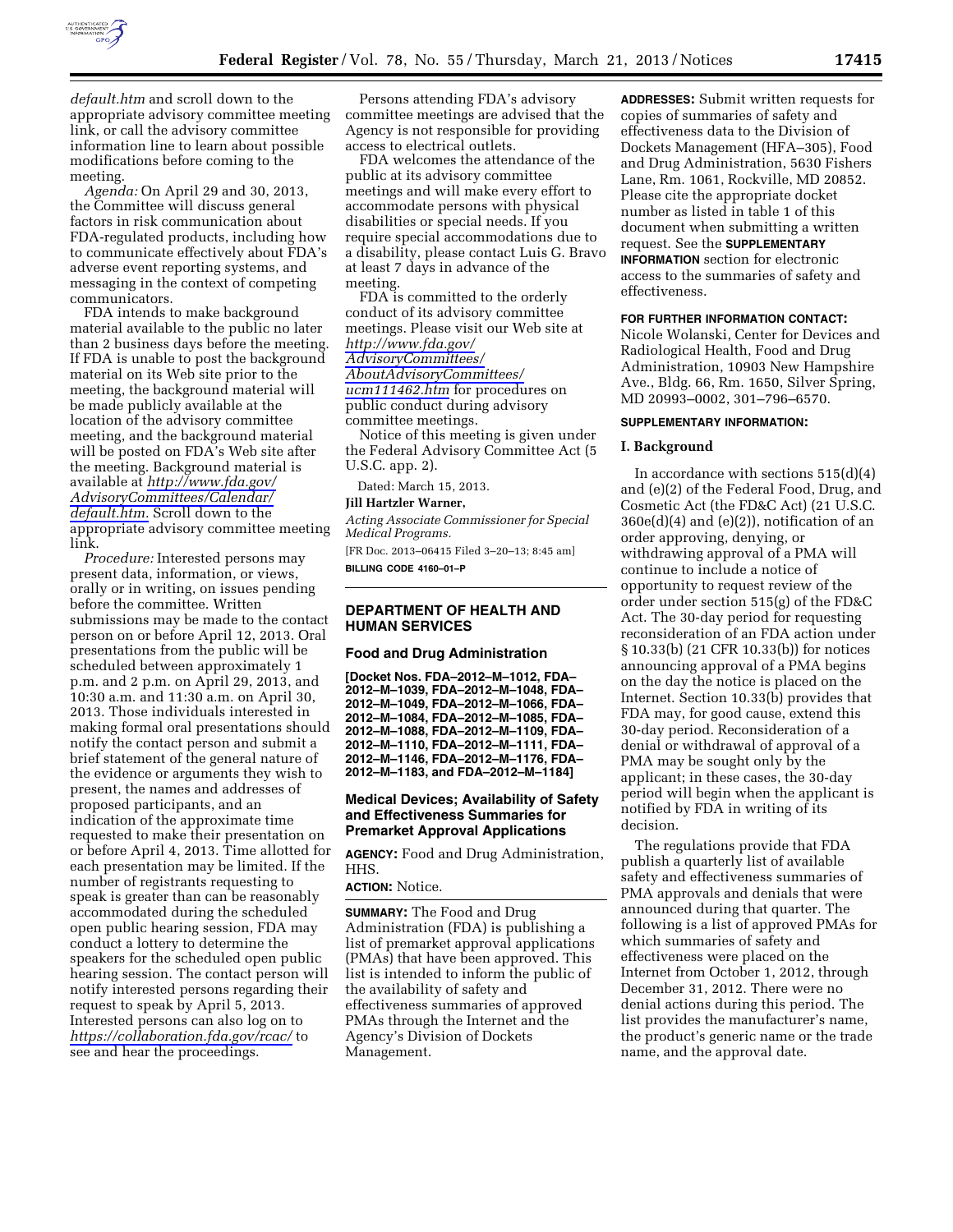*default.htm* and scroll down to the appropriate advisory committee meeting link, or call the advisory committee information line to learn about possible modifications before coming to the meeting.

*Agenda:* On April 29 and 30, 2013, the Committee will discuss general factors in risk communication about FDA-regulated products, including how to communicate effectively about FDA's adverse event reporting systems, and messaging in the context of competing communicators.

FDA intends to make background material available to the public no later than 2 business days before the meeting. If FDA is unable to post the background material on its Web site prior to the meeting, the background material will be made publicly available at the location of the advisory committee meeting, and the background material will be posted on FDA's Web site after the meeting. Background material is available at *http://www.fda.gov/AdvisoryCommittees/Calendar/default.htm.* Scroll down to the appropriate advisory committee meeting link.

*Procedure:* Interested persons may present data, information, or views, orally or in writing, on issues pending before the committee. Written submissions may be made to the contact person on or before April 12, 2013. Oral presentations from the public will be scheduled between approximately 1 p.m. and 2 p.m. on April 29, 2013, and 10:30 a.m. and 11:30 a.m. on April 30, 2013. Those individuals interested in making formal oral presentations should notify the contact person and submit a brief statement of the general nature of the evidence or arguments they wish to present, the names and addresses of proposed participants, and an indication of the approximate time requested to make their presentation on or before April 4, 2013. Time allotted for each presentation may be limited. If the number of registrants requesting to speak is greater than can be reasonably accommodated during the scheduled open public hearing session, FDA may conduct a lottery to determine the speakers for the scheduled open public hearing session. The contact person will notify interested persons regarding their request to speak by April 5, 2013. Interested persons can also log on to *https://collaboration.fda.gov/rcac/* to see and hear the proceedings.

Persons attending FDA's advisory committee meetings are advised that the Agency is not responsible for providing access to electrical outlets.

FDA welcomes the attendance of the public at its advisory committee meetings and will make every effort to accommodate persons with physical disabilities or special needs. If you require special accommodations due to a disability, please contact Luis G. Bravo at least 7 days in advance of the meeting.

FDA is committed to the orderly conduct of its advisory committee meetings. Please visit our Web site at *http://www.fda.gov/AdvisoryCommittees/AboutAdvisoryCommittees/ucm111462.htm* for procedures on public conduct during advisory committee meetings.

Notice of this meeting is given under the Federal Advisory Committee Act (5 U.S.C. app. 2).

Dated: March 15, 2013.

**Jill Hartzler Warner,**

*Acting Associate Commissioner for Special Medical Programs.*

[FR Doc. 2013–06415 Filed 3–20–13; 8:45 am]

**BILLING CODE 4160–01–P**

## DEPARTMENT OF HEALTH AND HUMAN SERVICES

### Food and Drug Administration

**[Docket Nos. FDA–2012–M–1012, FDA–2012–M–1039, FDA–2012–M–1048, FDA–2012–M–1049, FDA–2012–M–1066, FDA–2012–M–1084, FDA–2012–M–1085, FDA–2012–M–1088, FDA–2012–M–1109, FDA–2012–M–1110, FDA–2012–M–1111, FDA–2012–M–1146, FDA–2012–M–1176, FDA–2012–M–1183, and FDA–2012–M–1184]**

### Medical Devices; Availability of Safety and Effectiveness Summaries for Premarket Approval Applications

**AGENCY:** Food and Drug Administration, HHS.

**ACTION:** Notice.

**SUMMARY:** The Food and Drug Administration (FDA) is publishing a list of premarket approval applications (PMAs) that have been approved. This list is intended to inform the public of the availability of safety and effectiveness summaries of approved PMAs through the Internet and the Agency's Division of Dockets Management.

**ADDRESSES:** Submit written requests for copies of summaries of safety and effectiveness data to the Division of Dockets Management (HFA–305), Food and Drug Administration, 5630 Fishers Lane, Rm. 1061, Rockville, MD 20852. Please cite the appropriate docket number as listed in table 1 of this document when submitting a written request. See the **SUPPLEMENTARY INFORMATION** section for electronic access to the summaries of safety and effectiveness.

**FOR FURTHER INFORMATION CONTACT:** Nicole Wolanski, Center for Devices and Radiological Health, Food and Drug Administration, 10903 New Hampshire Ave., Bldg. 66, Rm. 1650, Silver Spring, MD 20993–0002, 301–796–6570.

**SUPPLEMENTARY INFORMATION:**

#### I. Background

In accordance with sections 515(d)(4) and (e)(2) of the Federal Food, Drug, and Cosmetic Act (the FD&C Act) (21 U.S.C. 360e(d)(4) and (e)(2)), notification of an order approving, denying, or withdrawing approval of a PMA will continue to include a notice of opportunity to request review of the order under section 515(g) of the FD&C Act. The 30-day period for requesting reconsideration of an FDA action under § 10.33(b) (21 CFR 10.33(b)) for notices announcing approval of a PMA begins on the day the notice is placed on the Internet. Section 10.33(b) provides that FDA may, for good cause, extend this 30-day period. Reconsideration of a denial or withdrawal of approval of a PMA may be sought only by the applicant; in these cases, the 30-day period will begin when the applicant is notified by FDA in writing of its decision.

The regulations provide that FDA publish a quarterly list of available safety and effectiveness summaries of PMA approvals and denials that were announced during that quarter. The following is a list of approved PMAs for which summaries of safety and effectiveness were placed on the Internet from October 1, 2012, through December 31, 2012. There were no denial actions during this period. The list provides the manufacturer's name, the product's generic name or the trade name, and the approval date.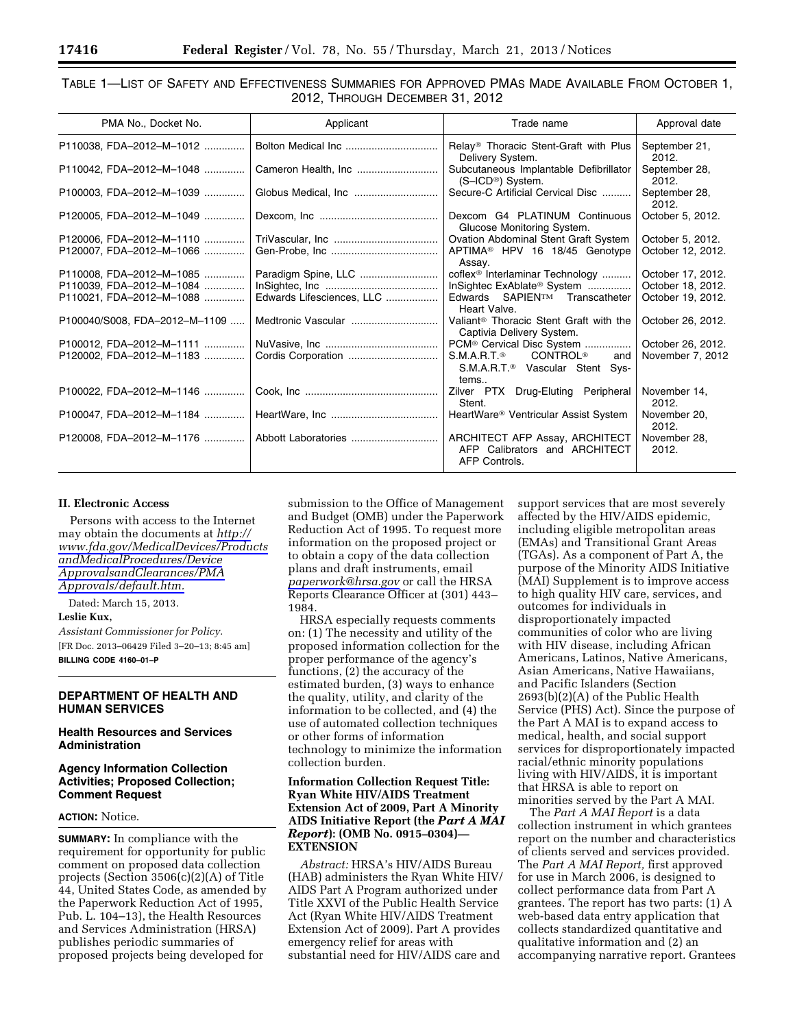TABLE 1—LIST OF SAFETY AND EFFECTIVENESS SUMMARIES FOR APPROVED PMAS MADE AVAILABLE FROM OCTOBER 1, 2012, THROUGH DECEMBER 31, 2012

| PMA No., Docket No. | Applicant | Trade name | Approval date |
|---|---|---|---|
| P110038, FDA–2012–M–1012 | Bolton Medical Inc | Relay® Thoracic Stent-Graft with Plus Delivery System. | September 21, 2012. |
| P110042, FDA–2012–M–1048 | Cameron Health, Inc | Subcutaneous Implantable Defibrillator (S–ICD®) System. | September 28, 2012. |
| P100003, FDA–2012–M–1039 | Globus Medical, Inc | Secure-C Artificial Cervical Disc | September 28, 2012. |
| P120005, FDA–2012–M–1049 | Dexcom, Inc | Dexcom G4 PLATINUM Continuous Glucose Monitoring System. | October 5, 2012. |
| P120006, FDA–2012–M–1110 | TriVascular, Inc | Ovation Abdominal Stent Graft System | October 5, 2012. |
| P120007, FDA–2012–M–1066 | Gen-Probe, Inc | APTIMA® HPV 16 18/45 Genotype Assay. | October 12, 2012. |
| P110008, FDA–2012–M–1085 | Paradigm Spine, LLC | coflex® Interlaminar Technology | October 17, 2012. |
| P110039, FDA–2012–M–1084 | InSightec, Inc | InSightec ExAblate® System | October 18, 2012. |
| P110021, FDA–2012–M–1088 | Edwards Lifesciences, LLC | Edwards SAPIEN™ Transcatheter Heart Valve. | October 19, 2012. |
| P100040/S008, FDA–2012–M–1109 | Medtronic Vascular | Valiant® Thoracic Stent Graft with the Captivia Delivery System. | October 26, 2012. |
| P100012, FDA–2012–M–1111 | NuVasive, Inc | PCM® Cervical Disc System | October 26, 2012. |
| P120002, FDA–2012–M–1183 | Cordis Corporation | S.M.A.R.T.® CONTROL® and S.M.A.R.T.® Vascular Stent Systems.. | November 7, 2012 |
| P100022, FDA–2012–M–1146 | Cook, Inc | Zilver PTX Drug-Eluting Peripheral Stent. | November 14, 2012. |
| P100047, FDA–2012–M–1184 | HeartWare, Inc | HeartWare® Ventricular Assist System | November 20, 2012. |
| P120008, FDA–2012–M–1176 | Abbott Laboratories | ARCHITECT AFP Assay, ARCHITECT AFP Calibrators and ARCHITECT AFP Controls. | November 28, 2012. |

**II. Electronic Access**

Persons with access to the Internet may obtain the documents at *http://www.fda.gov/MedicalDevices/ProductsandMedicalProcedures/DeviceApprovalsandClearances/PMAApprovals/default.htm.*

Dated: March 15, 2013.

**Leslie Kux,**

*Assistant Commissioner for Policy.*

[FR Doc. 2013–06429 Filed 3–20–13; 8:45 am]

**BILLING CODE 4160–01–P**

## DEPARTMENT OF HEALTH AND HUMAN SERVICES

### Health Resources and Services Administration

### Agency Information Collection Activities; Proposed Collection; Comment Request

**ACTION:** Notice.

**SUMMARY:** In compliance with the requirement for opportunity for public comment on proposed data collection projects (Section 3506(c)(2)(A) of Title 44, United States Code, as amended by the Paperwork Reduction Act of 1995, Pub. L. 104–13), the Health Resources and Services Administration (HRSA) publishes periodic summaries of proposed projects being developed for submission to the Office of Management and Budget (OMB) under the Paperwork Reduction Act of 1995. To request more information on the proposed project or to obtain a copy of the data collection plans and draft instruments, email *paperwork@hrsa.gov* or call the HRSA Reports Clearance Officer at (301) 443–1984.

HRSA especially requests comments on: (1) The necessity and utility of the proposed information collection for the proper performance of the agency's functions, (2) the accuracy of the estimated burden, (3) ways to enhance the quality, utility, and clarity of the information to be collected, and (4) the use of automated collection techniques or other forms of information technology to minimize the information collection burden.

**Information Collection Request Title: Ryan White HIV/AIDS Treatment Extension Act of 2009, Part A Minority AIDS Initiative Report (the *Part A MAI Report*): (OMB No. 0915–0304)—EXTENSION**

*Abstract:* HRSA's HIV/AIDS Bureau (HAB) administers the Ryan White HIV/AIDS Part A Program authorized under Title XXVI of the Public Health Service Act (Ryan White HIV/AIDS Treatment Extension Act of 2009). Part A provides emergency relief for areas with substantial need for HIV/AIDS care and support services that are most severely affected by the HIV/AIDS epidemic, including eligible metropolitan areas (EMAs) and Transitional Grant Areas (TGAs). As a component of Part A, the purpose of the Minority AIDS Initiative (MAI) Supplement is to improve access to high quality HIV care, services, and outcomes for individuals in disproportionately impacted communities of color who are living with HIV disease, including African Americans, Latinos, Native Americans, Asian Americans, Native Hawaiians, and Pacific Islanders (Section 2693(b)(2)(A) of the Public Health Service (PHS) Act). Since the purpose of the Part A MAI is to expand access to medical, health, and social support services for disproportionately impacted racial/ethnic minority populations living with HIV/AIDS, it is important that HRSA is able to report on minorities served by the Part A MAI.

The *Part A MAI Report* is a data collection instrument in which grantees report on the number and characteristics of clients served and services provided. The *Part A MAI Report,* first approved for use in March 2006, is designed to collect performance data from Part A grantees. The report has two parts: (1) A web-based data entry application that collects standardized quantitative and qualitative information and (2) an accompanying narrative report. Grantees